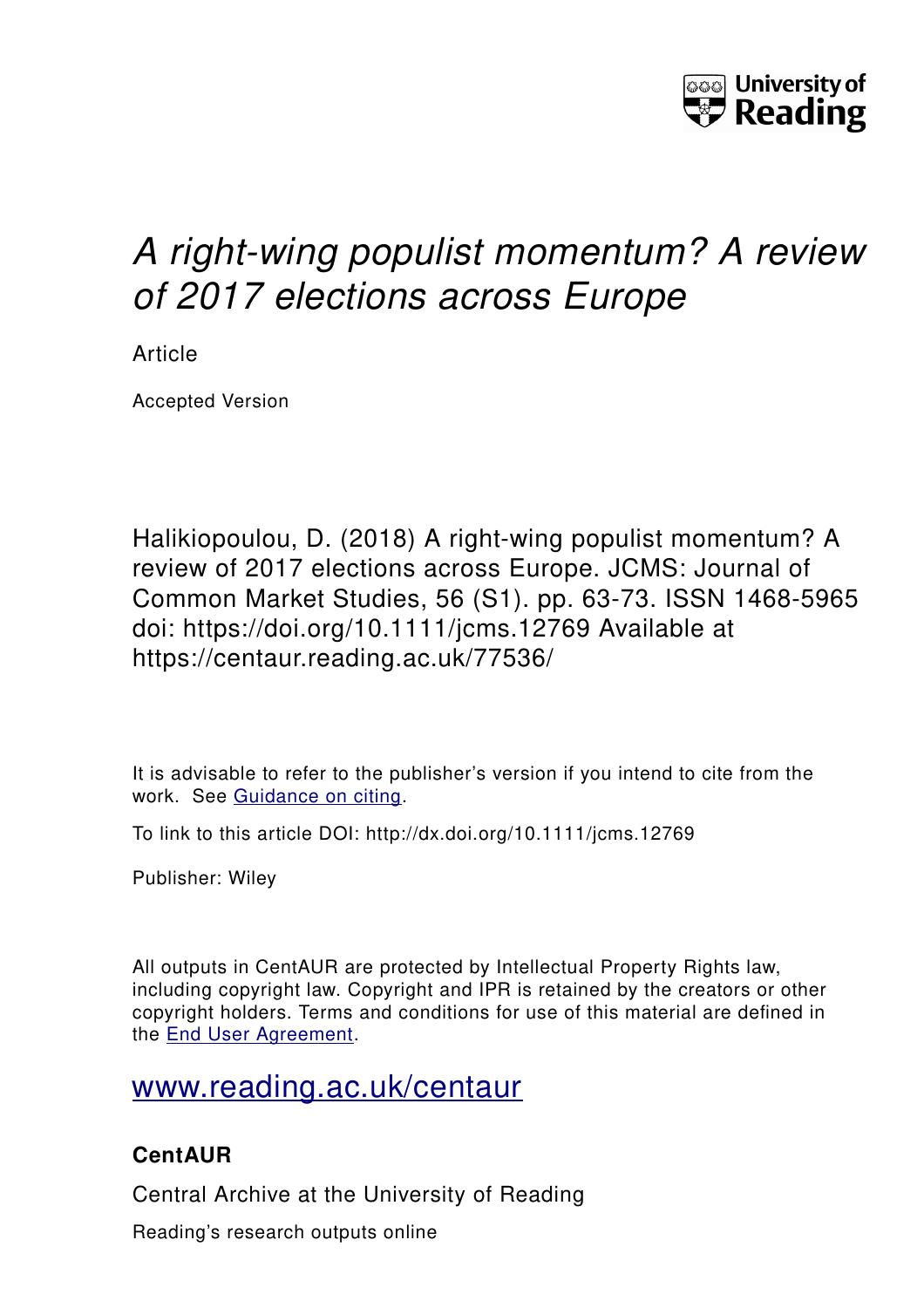University of Reading

# *A right-wing populist momentum? A review of 2017 elections across Europe*

Article

Accepted Version

Halikiopoulou, D. (2018) A right-wing populist momentum? A review of 2017 elections across Europe. JCMS: Journal of Common Market Studies, 56 (S1). pp. 63-73. ISSN 1468-5965 doi: https://doi.org/10.1111/jcms.12769 Available at https://centaur.reading.ac.uk/77536/

It is advisable to refer to the publisher's version if you intend to cite from the work. See Guidance on citing.

To link to this article DOI: http://dx.doi.org/10.1111/jcms.12769

Publisher: Wiley

All outputs in CentAUR are protected by Intellectual Property Rights law, including copyright law. Copyright and IPR is retained by the creators or other copyright holders. Terms and conditions for use of this material are defined in the End User Agreement.

www.reading.ac.uk/centaur

**CentAUR**

Central Archive at the University of Reading

Reading's research outputs online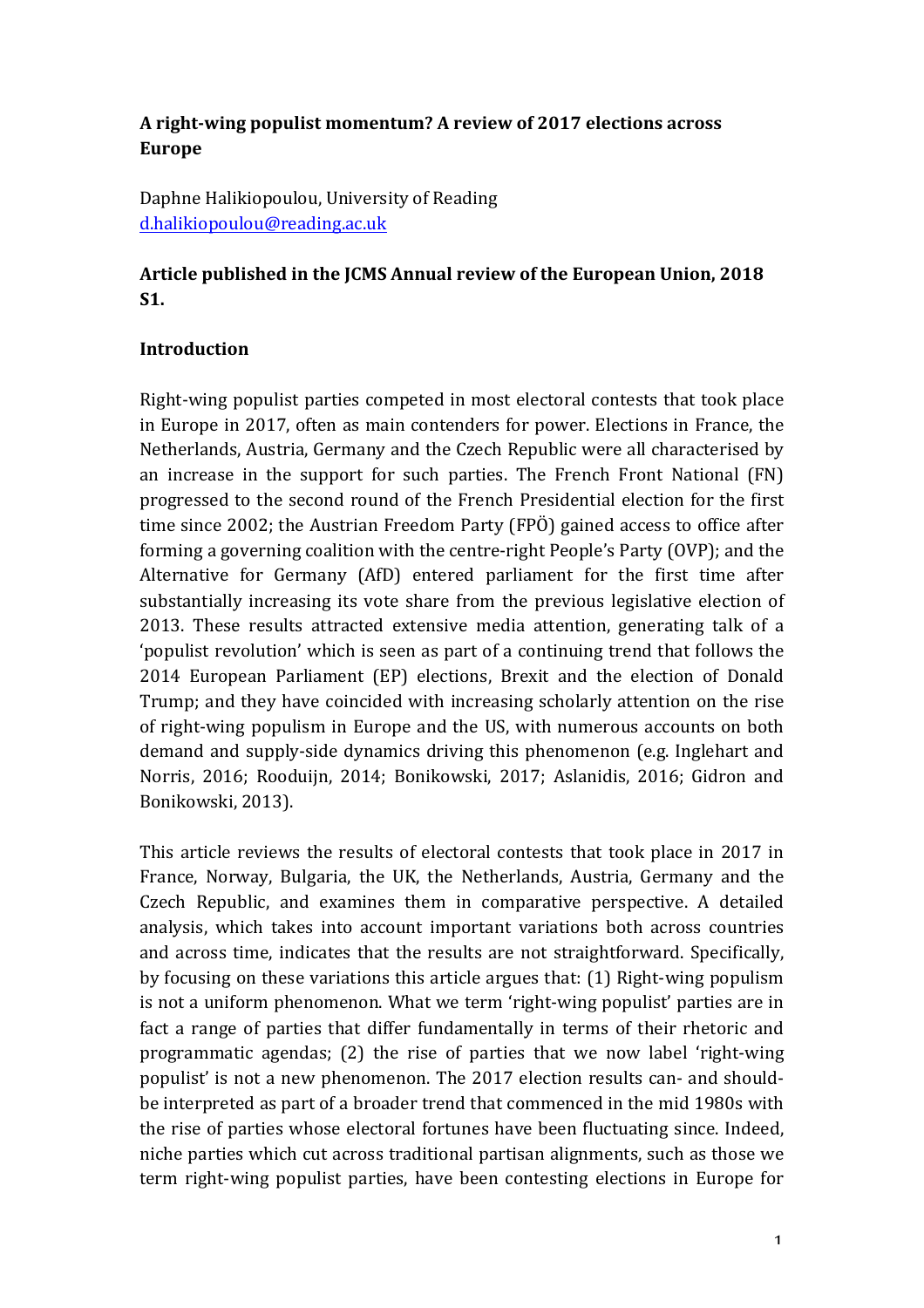**A right-wing populist momentum? A review of 2017 elections across Europe**

Daphne Halikiopoulou, University of Reading
d.halikiopoulou@reading.ac.uk

**Article published in the JCMS Annual review of the European Union, 2018 S1.**

**Introduction**

Right-wing populist parties competed in most electoral contests that took place in Europe in 2017, often as main contenders for power. Elections in France, the Netherlands, Austria, Germany and the Czech Republic were all characterised by an increase in the support for such parties. The French Front National (FN) progressed to the second round of the French Presidential election for the first time since 2002; the Austrian Freedom Party (FPÖ) gained access to office after forming a governing coalition with the centre-right People's Party (OVP); and the Alternative for Germany (AfD) entered parliament for the first time after substantially increasing its vote share from the previous legislative election of 2013. These results attracted extensive media attention, generating talk of a 'populist revolution' which is seen as part of a continuing trend that follows the 2014 European Parliament (EP) elections, Brexit and the election of Donald Trump; and they have coincided with increasing scholarly attention on the rise of right-wing populism in Europe and the US, with numerous accounts on both demand and supply-side dynamics driving this phenomenon (e.g. Inglehart and Norris, 2016; Rooduijn, 2014; Bonikowski, 2017; Aslanidis, 2016; Gidron and Bonikowski, 2013).

This article reviews the results of electoral contests that took place in 2017 in France, Norway, Bulgaria, the UK, the Netherlands, Austria, Germany and the Czech Republic, and examines them in comparative perspective. A detailed analysis, which takes into account important variations both across countries and across time, indicates that the results are not straightforward. Specifically, by focusing on these variations this article argues that: (1) Right-wing populism is not a uniform phenomenon. What we term 'right-wing populist' parties are in fact a range of parties that differ fundamentally in terms of their rhetoric and programmatic agendas; (2) the rise of parties that we now label 'right-wing populist' is not a new phenomenon. The 2017 election results can- and should- be interpreted as part of a broader trend that commenced in the mid 1980s with the rise of parties whose electoral fortunes have been fluctuating since. Indeed, niche parties which cut across traditional partisan alignments, such as those we term right-wing populist parties, have been contesting elections in Europe for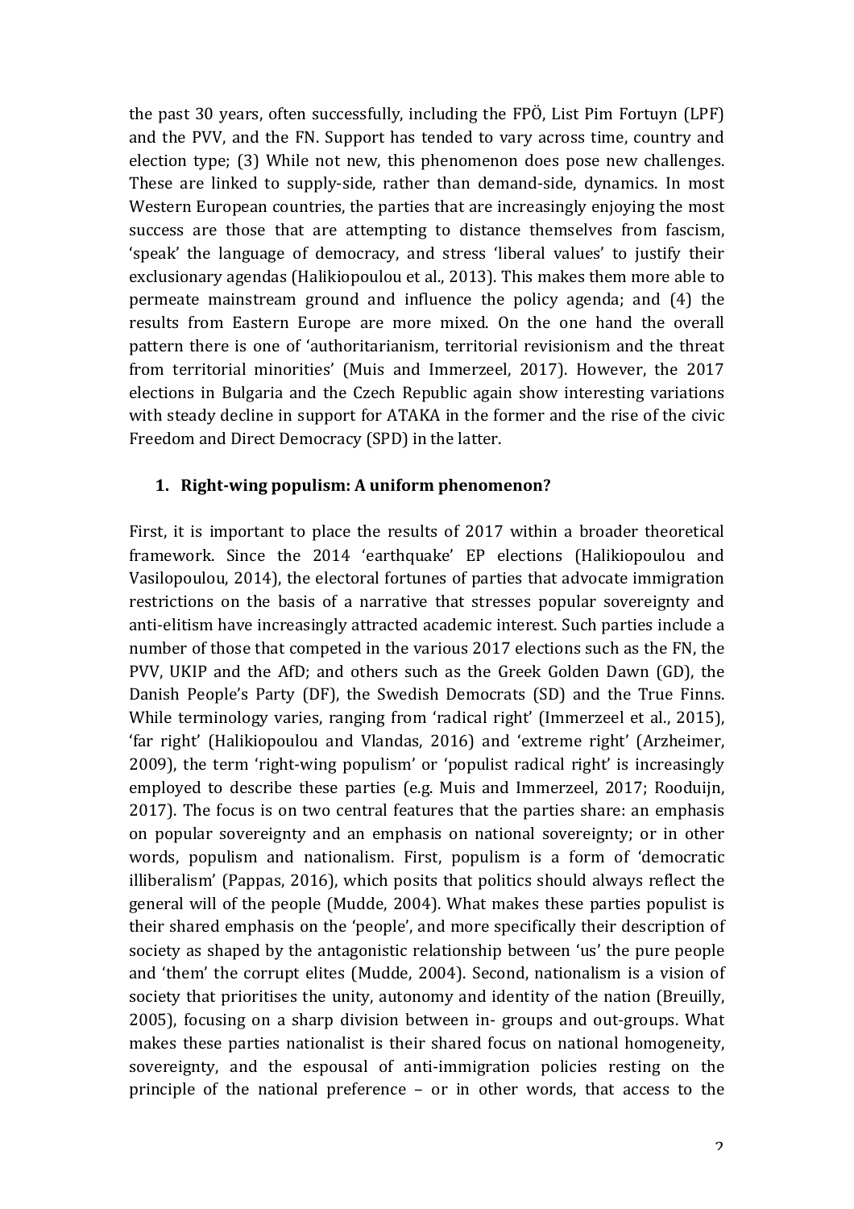the past 30 years, often successfully, including the FPÖ, List Pim Fortuyn (LPF) and the PVV, and the FN. Support has tended to vary across time, country and election type; (3) While not new, this phenomenon does pose new challenges. These are linked to supply-side, rather than demand-side, dynamics. In most Western European countries, the parties that are increasingly enjoying the most success are those that are attempting to distance themselves from fascism, 'speak' the language of democracy, and stress 'liberal values' to justify their exclusionary agendas (Halikiopoulou et al., 2013). This makes them more able to permeate mainstream ground and influence the policy agenda; and (4) the results from Eastern Europe are more mixed. On the one hand the overall pattern there is one of 'authoritarianism, territorial revisionism and the threat from territorial minorities' (Muis and Immerzeel, 2017). However, the 2017 elections in Bulgaria and the Czech Republic again show interesting variations with steady decline in support for ATAKA in the former and the rise of the civic Freedom and Direct Democracy (SPD) in the latter.

## 1. Right-wing populism: A uniform phenomenon?

First, it is important to place the results of 2017 within a broader theoretical framework. Since the 2014 'earthquake' EP elections (Halikiopoulou and Vasilopoulou, 2014), the electoral fortunes of parties that advocate immigration restrictions on the basis of a narrative that stresses popular sovereignty and anti-elitism have increasingly attracted academic interest. Such parties include a number of those that competed in the various 2017 elections such as the FN, the PVV, UKIP and the AfD; and others such as the Greek Golden Dawn (GD), the Danish People's Party (DF), the Swedish Democrats (SD) and the True Finns. While terminology varies, ranging from 'radical right' (Immerzeel et al., 2015), 'far right' (Halikiopoulou and Vlandas, 2016) and 'extreme right' (Arzheimer, 2009), the term 'right-wing populism' or 'populist radical right' is increasingly employed to describe these parties (e.g. Muis and Immerzeel, 2017; Rooduijn, 2017). The focus is on two central features that the parties share: an emphasis on popular sovereignty and an emphasis on national sovereignty; or in other words, populism and nationalism. First, populism is a form of 'democratic illiberalism' (Pappas, 2016), which posits that politics should always reflect the general will of the people (Mudde, 2004). What makes these parties populist is their shared emphasis on the 'people', and more specifically their description of society as shaped by the antagonistic relationship between 'us' the pure people and 'them' the corrupt elites (Mudde, 2004). Second, nationalism is a vision of society that prioritises the unity, autonomy and identity of the nation (Breuilly, 2005), focusing on a sharp division between in- groups and out-groups. What makes these parties nationalist is their shared focus on national homogeneity, sovereignty, and the espousal of anti-immigration policies resting on the principle of the national preference – or in other words, that access to the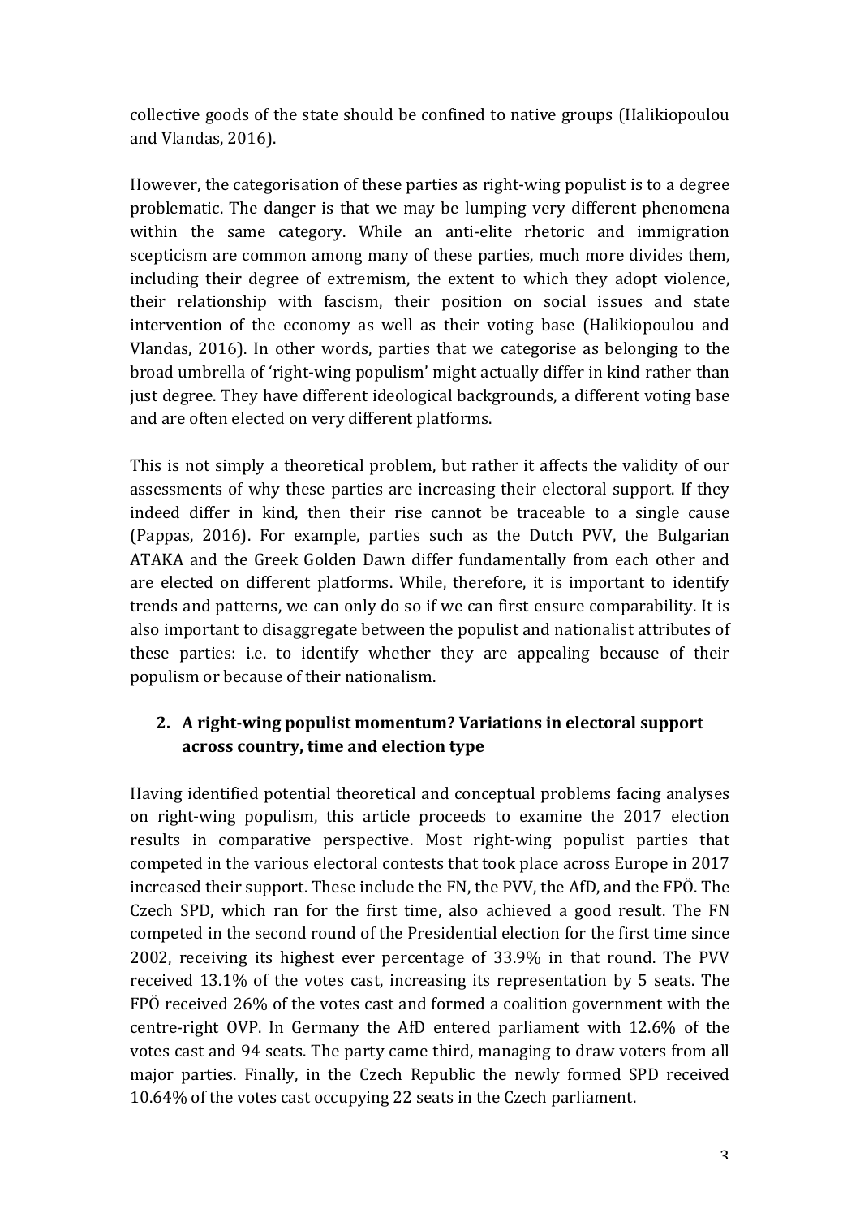collective goods of the state should be confined to native groups (Halikiopoulou and Vlandas, 2016).

However, the categorisation of these parties as right-wing populist is to a degree problematic. The danger is that we may be lumping very different phenomena within the same category. While an anti-elite rhetoric and immigration scepticism are common among many of these parties, much more divides them, including their degree of extremism, the extent to which they adopt violence, their relationship with fascism, their position on social issues and state intervention of the economy as well as their voting base (Halikiopoulou and Vlandas, 2016). In other words, parties that we categorise as belonging to the broad umbrella of 'right-wing populism' might actually differ in kind rather than just degree. They have different ideological backgrounds, a different voting base and are often elected on very different platforms.

This is not simply a theoretical problem, but rather it affects the validity of our assessments of why these parties are increasing their electoral support. If they indeed differ in kind, then their rise cannot be traceable to a single cause (Pappas, 2016). For example, parties such as the Dutch PVV, the Bulgarian ATAKA and the Greek Golden Dawn differ fundamentally from each other and are elected on different platforms. While, therefore, it is important to identify trends and patterns, we can only do so if we can first ensure comparability. It is also important to disaggregate between the populist and nationalist attributes of these parties: i.e. to identify whether they are appealing because of their populism or because of their nationalism.

## 2. A right-wing populist momentum? Variations in electoral support across country, time and election type

Having identified potential theoretical and conceptual problems facing analyses on right-wing populism, this article proceeds to examine the 2017 election results in comparative perspective. Most right-wing populist parties that competed in the various electoral contests that took place across Europe in 2017 increased their support. These include the FN, the PVV, the AfD, and the FPÖ. The Czech SPD, which ran for the first time, also achieved a good result. The FN competed in the second round of the Presidential election for the first time since 2002, receiving its highest ever percentage of 33.9% in that round. The PVV received 13.1% of the votes cast, increasing its representation by 5 seats. The FPÖ received 26% of the votes cast and formed a coalition government with the centre-right OVP. In Germany the AfD entered parliament with 12.6% of the votes cast and 94 seats. The party came third, managing to draw voters from all major parties. Finally, in the Czech Republic the newly formed SPD received 10.64% of the votes cast occupying 22 seats in the Czech parliament.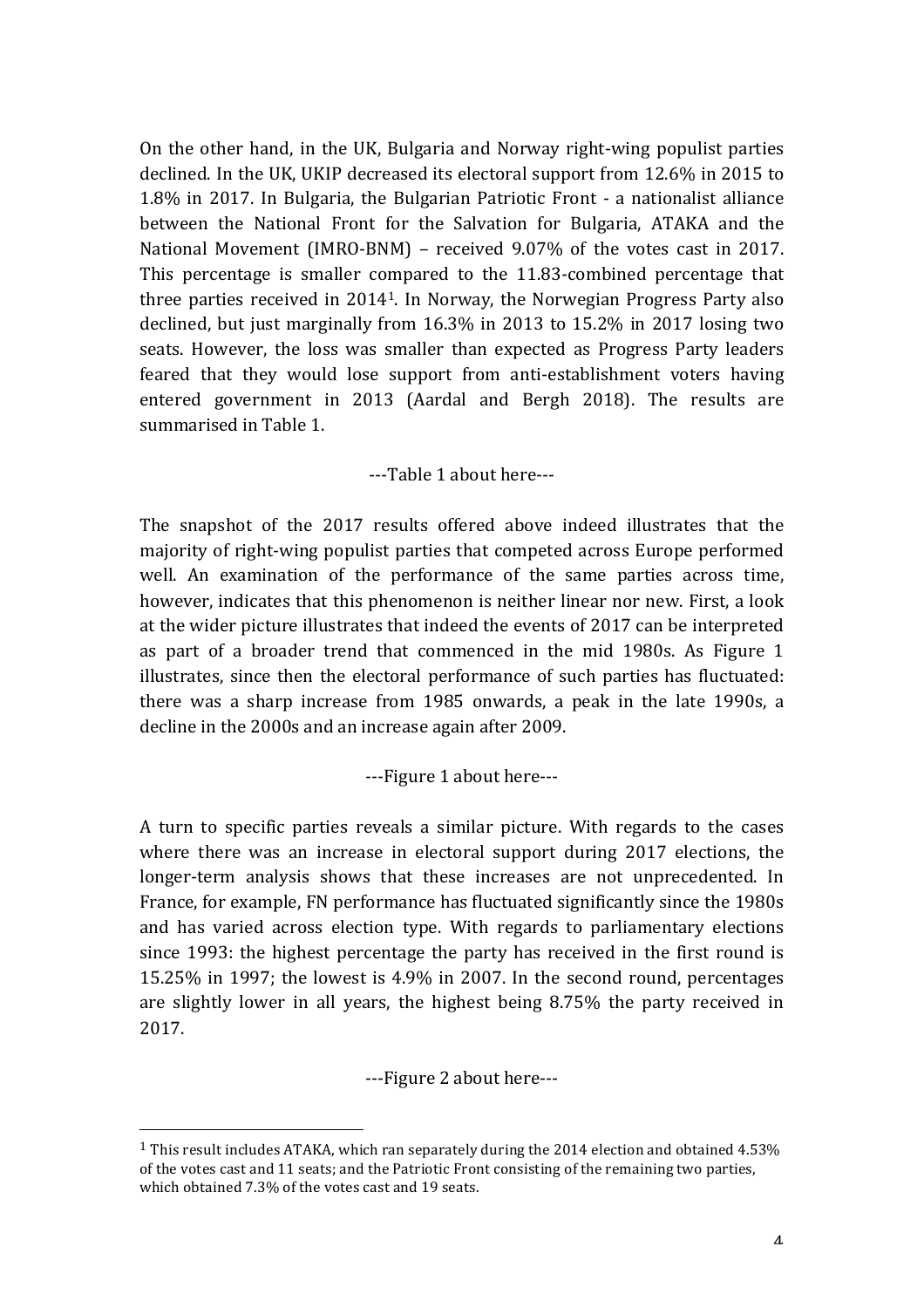On the other hand, in the UK, Bulgaria and Norway right-wing populist parties declined. In the UK, UKIP decreased its electoral support from 12.6% in 2015 to 1.8% in 2017. In Bulgaria, the Bulgarian Patriotic Front - a nationalist alliance between the National Front for the Salvation for Bulgaria, ATAKA and the National Movement (IMRO-BNM) – received 9.07% of the votes cast in 2017. This percentage is smaller compared to the 11.83-combined percentage that three parties received in 2014[1]. In Norway, the Norwegian Progress Party also declined, but just marginally from 16.3% in 2013 to 15.2% in 2017 losing two seats. However, the loss was smaller than expected as Progress Party leaders feared that they would lose support from anti-establishment voters having entered government in 2013 (Aardal and Bergh 2018). The results are summarised in Table 1.

---Table 1 about here---

The snapshot of the 2017 results offered above indeed illustrates that the majority of right-wing populist parties that competed across Europe performed well. An examination of the performance of the same parties across time, however, indicates that this phenomenon is neither linear nor new. First, a look at the wider picture illustrates that indeed the events of 2017 can be interpreted as part of a broader trend that commenced in the mid 1980s. As Figure 1 illustrates, since then the electoral performance of such parties has fluctuated: there was a sharp increase from 1985 onwards, a peak in the late 1990s, a decline in the 2000s and an increase again after 2009.

---Figure 1 about here---

A turn to specific parties reveals a similar picture. With regards to the cases where there was an increase in electoral support during 2017 elections, the longer-term analysis shows that these increases are not unprecedented. In France, for example, FN performance has fluctuated significantly since the 1980s and has varied across election type. With regards to parliamentary elections since 1993: the highest percentage the party has received in the first round is 15.25% in 1997; the lowest is 4.9% in 2007. In the second round, percentages are slightly lower in all years, the highest being 8.75% the party received in 2017.

---Figure 2 about here---

[1] This result includes ATAKA, which ran separately during the 2014 election and obtained 4.53% of the votes cast and 11 seats; and the Patriotic Front consisting of the remaining two parties, which obtained 7.3% of the votes cast and 19 seats.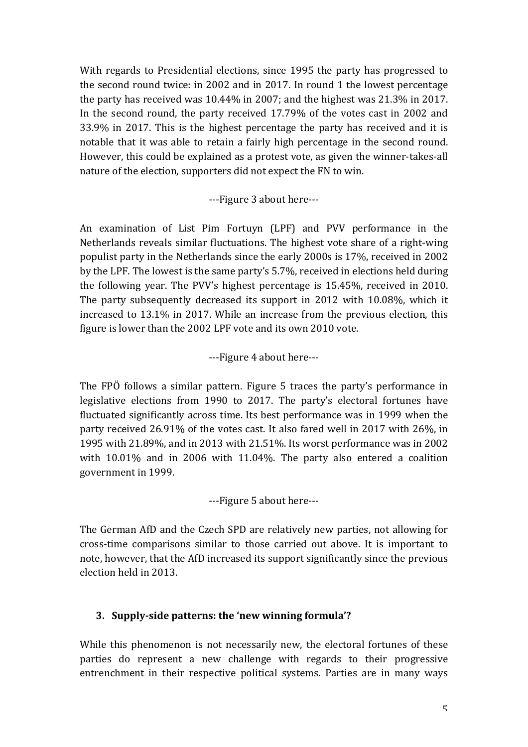With regards to Presidential elections, since 1995 the party has progressed to the second round twice: in 2002 and in 2017. In round 1 the lowest percentage the party has received was 10.44% in 2007; and the highest was 21.3% in 2017. In the second round, the party received 17.79% of the votes cast in 2002 and 33.9% in 2017. This is the highest percentage the party has received and it is notable that it was able to retain a fairly high percentage in the second round. However, this could be explained as a protest vote, as given the winner-takes-all nature of the election, supporters did not expect the FN to win.

---Figure 3 about here---

An examination of List Pim Fortuyn (LPF) and PVV performance in the Netherlands reveals similar fluctuations. The highest vote share of a right-wing populist party in the Netherlands since the early 2000s is 17%, received in 2002 by the LPF. The lowest is the same party's 5.7%, received in elections held during the following year. The PVV's highest percentage is 15.45%, received in 2010. The party subsequently decreased its support in 2012 with 10.08%, which it increased to 13.1% in 2017. While an increase from the previous election, this figure is lower than the 2002 LPF vote and its own 2010 vote.

---Figure 4 about here---

The FPÖ follows a similar pattern. Figure 5 traces the party's performance in legislative elections from 1990 to 2017. The party's electoral fortunes have fluctuated significantly across time. Its best performance was in 1999 when the party received 26.91% of the votes cast. It also fared well in 2017 with 26%, in 1995 with 21.89%, and in 2013 with 21.51%. Its worst performance was in 2002 with 10.01% and in 2006 with 11.04%. The party also entered a coalition government in 1999.

---Figure 5 about here---

The German AfD and the Czech SPD are relatively new parties, not allowing for cross-time comparisons similar to those carried out above. It is important to note, however, that the AfD increased its support significantly since the previous election held in 2013.

## 3. Supply-side patterns: the 'new winning formula'?

While this phenomenon is not necessarily new, the electoral fortunes of these parties do represent a new challenge with regards to their progressive entrenchment in their respective political systems. Parties are in many ways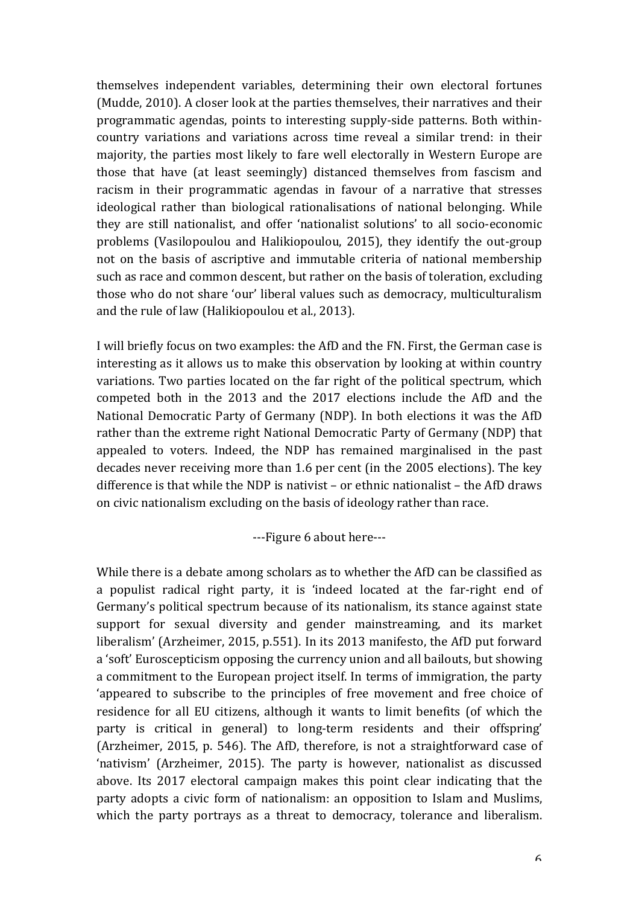themselves independent variables, determining their own electoral fortunes (Mudde, 2010). A closer look at the parties themselves, their narratives and their programmatic agendas, points to interesting supply-side patterns. Both within-country variations and variations across time reveal a similar trend: in their majority, the parties most likely to fare well electorally in Western Europe are those that have (at least seemingly) distanced themselves from fascism and racism in their programmatic agendas in favour of a narrative that stresses ideological rather than biological rationalisations of national belonging. While they are still nationalist, and offer 'nationalist solutions' to all socio-economic problems (Vasilopoulou and Halikiopoulou, 2015), they identify the out-group not on the basis of ascriptive and immutable criteria of national membership such as race and common descent, but rather on the basis of toleration, excluding those who do not share 'our' liberal values such as democracy, multiculturalism and the rule of law (Halikiopoulou et al., 2013).

I will briefly focus on two examples: the AfD and the FN. First, the German case is interesting as it allows us to make this observation by looking at within country variations. Two parties located on the far right of the political spectrum, which competed both in the 2013 and the 2017 elections include the AfD and the National Democratic Party of Germany (NDP). In both elections it was the AfD rather than the extreme right National Democratic Party of Germany (NDP) that appealed to voters. Indeed, the NDP has remained marginalised in the past decades never receiving more than 1.6 per cent (in the 2005 elections). The key difference is that while the NDP is nativist – or ethnic nationalist – the AfD draws on civic nationalism excluding on the basis of ideology rather than race.

---Figure 6 about here---

While there is a debate among scholars as to whether the AfD can be classified as a populist radical right party, it is 'indeed located at the far-right end of Germany's political spectrum because of its nationalism, its stance against state support for sexual diversity and gender mainstreaming, and its market liberalism' (Arzheimer, 2015, p.551). In its 2013 manifesto, the AfD put forward a 'soft' Euroscepticism opposing the currency union and all bailouts, but showing a commitment to the European project itself. In terms of immigration, the party 'appeared to subscribe to the principles of free movement and free choice of residence for all EU citizens, although it wants to limit benefits (of which the party is critical in general) to long-term residents and their offspring' (Arzheimer, 2015, p. 546). The AfD, therefore, is not a straightforward case of 'nativism' (Arzheimer, 2015). The party is however, nationalist as discussed above. Its 2017 electoral campaign makes this point clear indicating that the party adopts a civic form of nationalism: an opposition to Islam and Muslims, which the party portrays as a threat to democracy, tolerance and liberalism.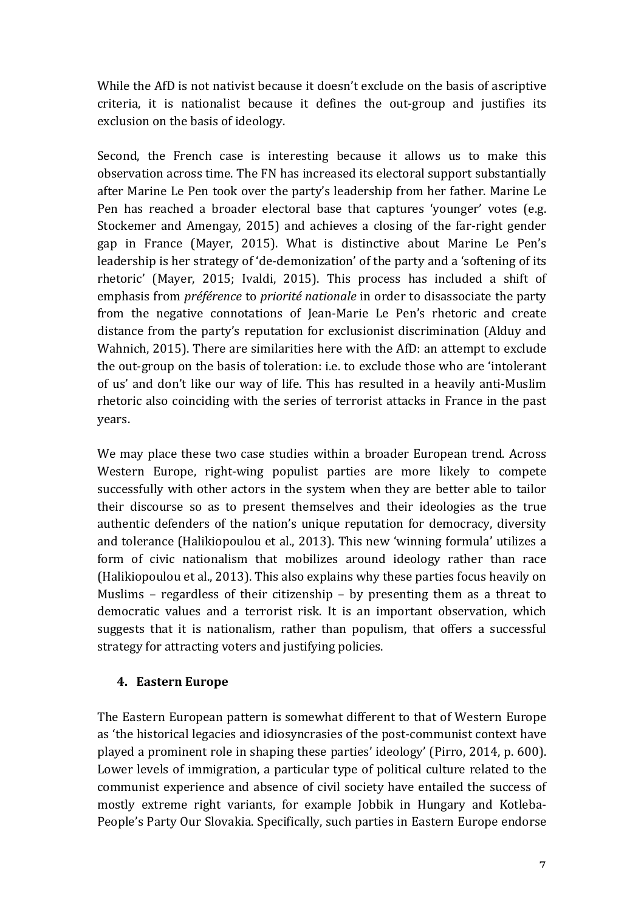While the AfD is not nativist because it doesn't exclude on the basis of ascriptive criteria, it is nationalist because it defines the out-group and justifies its exclusion on the basis of ideology.

Second, the French case is interesting because it allows us to make this observation across time. The FN has increased its electoral support substantially after Marine Le Pen took over the party's leadership from her father. Marine Le Pen has reached a broader electoral base that captures 'younger' votes (e.g. Stockemer and Amengay, 2015) and achieves a closing of the far-right gender gap in France (Mayer, 2015). What is distinctive about Marine Le Pen's leadership is her strategy of 'de-demonization' of the party and a 'softening of its rhetoric' (Mayer, 2015; Ivaldi, 2015). This process has included a shift of emphasis from *préférence* to *priorité nationale* in order to disassociate the party from the negative connotations of Jean-Marie Le Pen's rhetoric and create distance from the party's reputation for exclusionist discrimination (Alduy and Wahnich, 2015). There are similarities here with the AfD: an attempt to exclude the out-group on the basis of toleration: i.e. to exclude those who are 'intolerant of us' and don't like our way of life. This has resulted in a heavily anti-Muslim rhetoric also coinciding with the series of terrorist attacks in France in the past years.

We may place these two case studies within a broader European trend. Across Western Europe, right-wing populist parties are more likely to compete successfully with other actors in the system when they are better able to tailor their discourse so as to present themselves and their ideologies as the true authentic defenders of the nation's unique reputation for democracy, diversity and tolerance (Halikiopoulou et al., 2013). This new 'winning formula' utilizes a form of civic nationalism that mobilizes around ideology rather than race (Halikiopoulou et al., 2013). This also explains why these parties focus heavily on Muslims – regardless of their citizenship – by presenting them as a threat to democratic values and a terrorist risk. It is an important observation, which suggests that it is nationalism, rather than populism, that offers a successful strategy for attracting voters and justifying policies.

## 4. Eastern Europe

The Eastern European pattern is somewhat different to that of Western Europe as 'the historical legacies and idiosyncrasies of the post-communist context have played a prominent role in shaping these parties' ideology' (Pirro, 2014, p. 600). Lower levels of immigration, a particular type of political culture related to the communist experience and absence of civil society have entailed the success of mostly extreme right variants, for example Jobbik in Hungary and Kotleba-People's Party Our Slovakia. Specifically, such parties in Eastern Europe endorse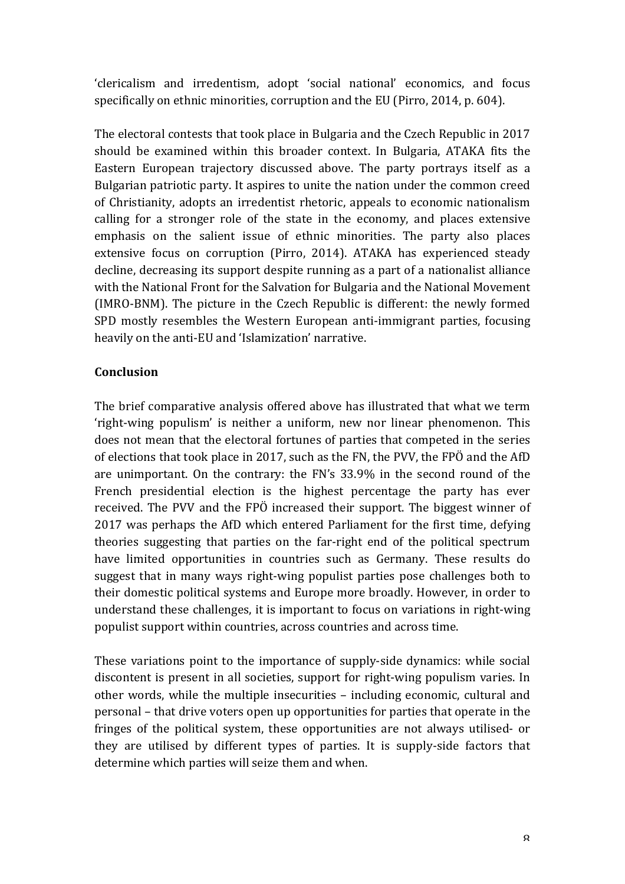'clericalism and irredentism, adopt 'social national' economics, and focus specifically on ethnic minorities, corruption and the EU (Pirro, 2014, p. 604).

The electoral contests that took place in Bulgaria and the Czech Republic in 2017 should be examined within this broader context. In Bulgaria, ATAKA fits the Eastern European trajectory discussed above. The party portrays itself as a Bulgarian patriotic party. It aspires to unite the nation under the common creed of Christianity, adopts an irredentist rhetoric, appeals to economic nationalism calling for a stronger role of the state in the economy, and places extensive emphasis on the salient issue of ethnic minorities. The party also places extensive focus on corruption (Pirro, 2014). ATAKA has experienced steady decline, decreasing its support despite running as a part of a nationalist alliance with the National Front for the Salvation for Bulgaria and the National Movement (IMRO-BNM). The picture in the Czech Republic is different: the newly formed SPD mostly resembles the Western European anti-immigrant parties, focusing heavily on the anti-EU and 'Islamization' narrative.

**Conclusion**

The brief comparative analysis offered above has illustrated that what we term 'right-wing populism' is neither a uniform, new nor linear phenomenon. This does not mean that the electoral fortunes of parties that competed in the series of elections that took place in 2017, such as the FN, the PVV, the FPÖ and the AfD are unimportant. On the contrary: the FN's 33.9% in the second round of the French presidential election is the highest percentage the party has ever received. The PVV and the FPÖ increased their support. The biggest winner of 2017 was perhaps the AfD which entered Parliament for the first time, defying theories suggesting that parties on the far-right end of the political spectrum have limited opportunities in countries such as Germany. These results do suggest that in many ways right-wing populist parties pose challenges both to their domestic political systems and Europe more broadly. However, in order to understand these challenges, it is important to focus on variations in right-wing populist support within countries, across countries and across time.

These variations point to the importance of supply-side dynamics: while social discontent is present in all societies, support for right-wing populism varies. In other words, while the multiple insecurities – including economic, cultural and personal – that drive voters open up opportunities for parties that operate in the fringes of the political system, these opportunities are not always utilised- or they are utilised by different types of parties. It is supply-side factors that determine which parties will seize them and when.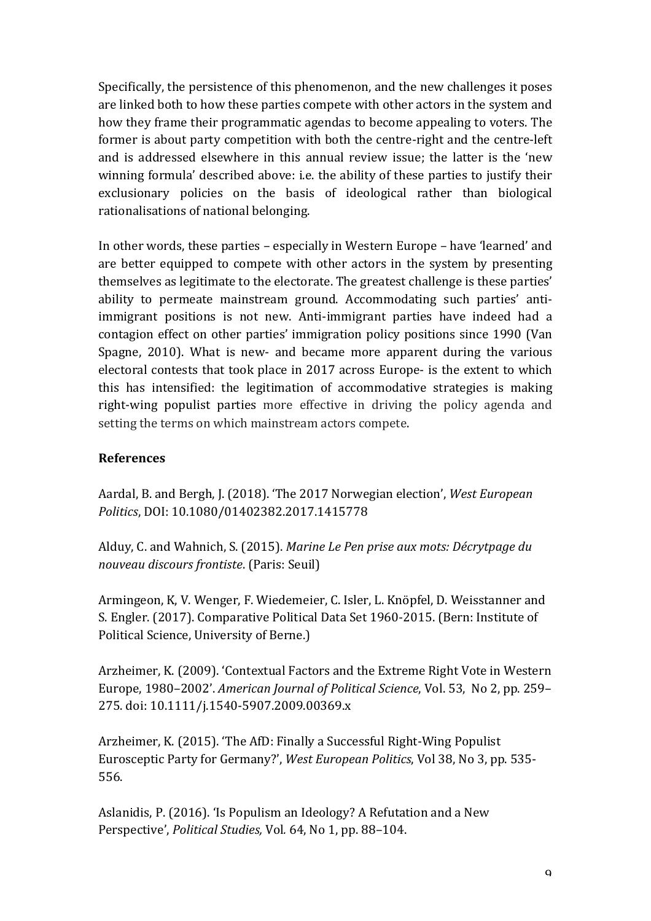Specifically, the persistence of this phenomenon, and the new challenges it poses are linked both to how these parties compete with other actors in the system and how they frame their programmatic agendas to become appealing to voters. The former is about party competition with both the centre-right and the centre-left and is addressed elsewhere in this annual review issue; the latter is the 'new winning formula' described above: i.e. the ability of these parties to justify their exclusionary policies on the basis of ideological rather than biological rationalisations of national belonging.

In other words, these parties – especially in Western Europe – have 'learned' and are better equipped to compete with other actors in the system by presenting themselves as legitimate to the electorate. The greatest challenge is these parties' ability to permeate mainstream ground. Accommodating such parties' anti-immigrant positions is not new. Anti-immigrant parties have indeed had a contagion effect on other parties' immigration policy positions since 1990 (Van Spagne, 2010). What is new- and became more apparent during the various electoral contests that took place in 2017 across Europe- is the extent to which this has intensified: the legitimation of accommodative strategies is making right-wing populist parties more effective in driving the policy agenda and setting the terms on which mainstream actors compete.

### References

Aardal, B. and Bergh, J. (2018). 'The 2017 Norwegian election', *West European Politics*, DOI: 10.1080/01402382.2017.1415778

Alduy, C. and Wahnich, S. (2015). *Marine Le Pen prise aux mots: Décrytpage du nouveau discours frontiste*. (Paris: Seuil)

Armingeon, K, V. Wenger, F. Wiedemeier, C. Isler, L. Knöpfel, D. Weisstanner and S. Engler. (2017). Comparative Political Data Set 1960-2015. (Bern: Institute of Political Science, University of Berne.)

Arzheimer, K. (2009). 'Contextual Factors and the Extreme Right Vote in Western Europe, 1980–2002'. *American Journal of Political Science*, Vol. 53, No 2, pp. 259–275. doi: 10.1111/j.1540-5907.2009.00369.x

Arzheimer, K. (2015). 'The AfD: Finally a Successful Right-Wing Populist Eurosceptic Party for Germany?', *West European Politics*, Vol 38, No 3, pp. 535-556.

Aslanidis, P. (2016). 'Is Populism an Ideology? A Refutation and a New Perspective', *Political Studies,* Vol. 64, No 1, pp. 88–104.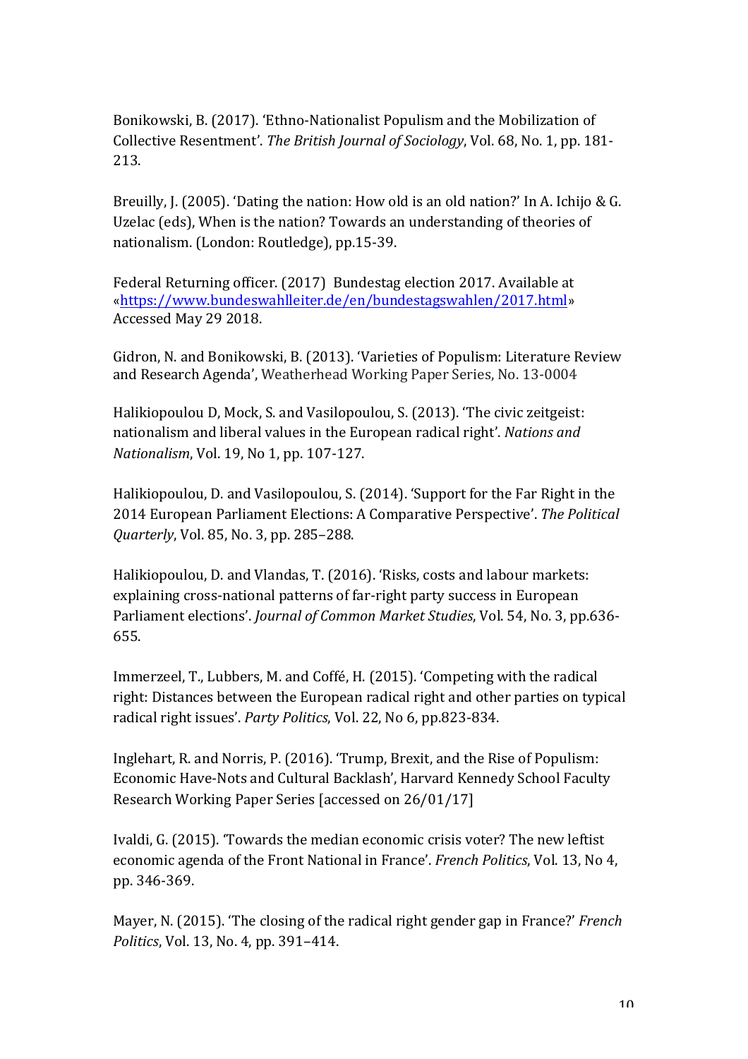Bonikowski, B. (2017). 'Ethno-Nationalist Populism and the Mobilization of Collective Resentment'. *The British Journal of Sociology*, Vol. 68, No. 1, pp. 181-213.

Breuilly, J. (2005). 'Dating the nation: How old is an old nation?' In A. Ichijo & G. Uzelac (eds), When is the nation? Towards an understanding of theories of nationalism. (London: Routledge), pp.15-39.

Federal Returning officer. (2017) Bundestag election 2017. Available at «https://www.bundeswahlleiter.de/en/bundestagswahlen/2017.html» Accessed May 29 2018.

Gidron, N. and Bonikowski, B. (2013). 'Varieties of Populism: Literature Review and Research Agenda', Weatherhead Working Paper Series, No. 13-0004

Halikiopoulou D, Mock, S. and Vasilopoulou, S. (2013). 'The civic zeitgeist: nationalism and liberal values in the European radical right'. *Nations and Nationalism*, Vol. 19, No 1, pp. 107-127.

Halikiopoulou, D. and Vasilopoulou, S. (2014). 'Support for the Far Right in the 2014 European Parliament Elections: A Comparative Perspective'. *The Political Quarterly*, Vol. 85, No. 3, pp. 285–288.

Halikiopoulou, D. and Vlandas, T. (2016). 'Risks, costs and labour markets: explaining cross-national patterns of far-right party success in European Parliament elections'. *Journal of Common Market Studies*, Vol. 54, No. 3, pp.636-655.

Immerzeel, T., Lubbers, M. and Coffé, H. (2015). 'Competing with the radical right: Distances between the European radical right and other parties on typical radical right issues'. *Party Politics*, Vol. 22, No 6, pp.823-834.

Inglehart, R. and Norris, P. (2016). 'Trump, Brexit, and the Rise of Populism: Economic Have-Nots and Cultural Backlash', Harvard Kennedy School Faculty Research Working Paper Series [accessed on 26/01/17]

Ivaldi, G. (2015). 'Towards the median economic crisis voter? The new leftist economic agenda of the Front National in France'. *French Politics*, Vol. 13, No 4, pp. 346-369.

Mayer, N. (2015). 'The closing of the radical right gender gap in France?' *French Politics*, Vol. 13, No. 4, pp. 391–414.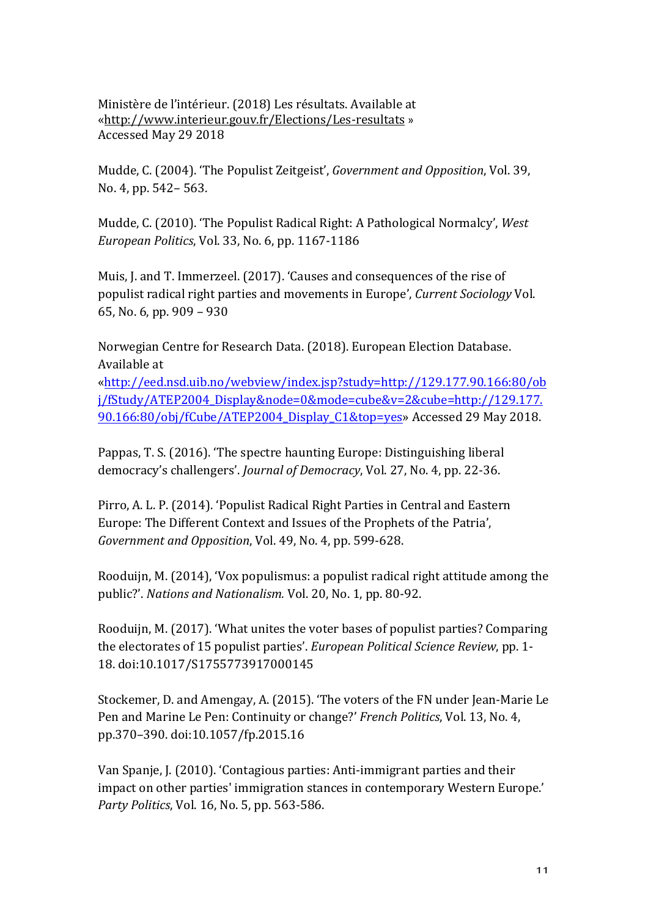Ministère de l'intérieur. (2018) Les résultats. Available at «http://www.interieur.gouv.fr/Elections/Les-resultats » Accessed May 29 2018

Mudde, C. (2004). 'The Populist Zeitgeist', *Government and Opposition*, Vol. 39, No. 4, pp. 542– 563.

Mudde, C. (2010). 'The Populist Radical Right: A Pathological Normalcy', *West European Politics*, Vol. 33, No. 6, pp. 1167-1186

Muis, J. and T. Immerzeel. (2017). 'Causes and consequences of the rise of populist radical right parties and movements in Europe', *Current Sociology* Vol. 65, No. 6, pp. 909 – 930

Norwegian Centre for Research Data. (2018). European Election Database. Available at «http://eed.nsd.uib.no/webview/index.jsp?study=http://129.177.90.166:80/obj/fStudy/ATEP2004_Display&node=0&mode=cube&v=2&cube=http://129.177.90.166:80/obj/fCube/ATEP2004_Display_C1&top=yes» Accessed 29 May 2018.

Pappas, T. S. (2016). 'The spectre haunting Europe: Distinguishing liberal democracy's challengers'. *Journal of Democracy*, Vol. 27, No. 4, pp. 22-36.

Pirro, A. L. P. (2014). 'Populist Radical Right Parties in Central and Eastern Europe: The Different Context and Issues of the Prophets of the Patria', *Government and Opposition*, Vol. 49, No. 4, pp. 599-628.

Rooduijn, M. (2014), 'Vox populismus: a populist radical right attitude among the public?'. *Nations and Nationalism.* Vol. 20, No. 1, pp. 80-92.

Rooduijn, M. (2017). 'What unites the voter bases of populist parties? Comparing the electorates of 15 populist parties'. *European Political Science Review*, pp. 1-18. doi:10.1017/S1755773917000145

Stockemer, D. and Amengay, A. (2015). 'The voters of the FN under Jean-Marie Le Pen and Marine Le Pen: Continuity or change?' *French Politics*, Vol. 13, No. 4, pp.370–390. doi:10.1057/fp.2015.16

Van Spanje, J. (2010). 'Contagious parties: Anti-immigrant parties and their impact on other parties' immigration stances in contemporary Western Europe.' *Party Politics*, Vol. 16, No. 5, pp. 563-586.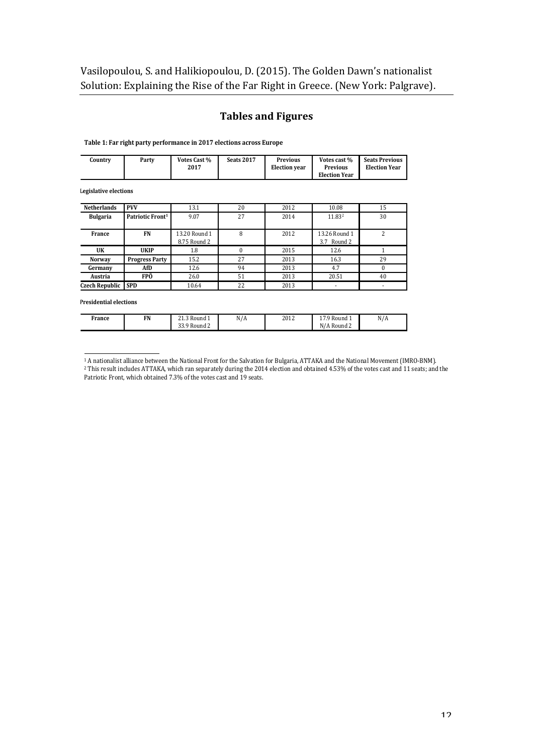Vasilopoulou, S. and Halikiopoulou, D. (2015). The Golden Dawn's nationalist Solution: Explaining the Rise of the Far Right in Greece. (New York: Palgrave).

## Tables and Figures

**Table 1: Far right party performance in 2017 elections across Europe**

| Country | Party | Votes Cast % 2017 | Seats 2017 | Previous Election year | Votes cast % Previous Election Year | Seats Previous Election Year |
|---|---|---|---|---|---|---|
| **Legislative elections** | | | | | | |
| **Netherlands** | **PVV** | 13.1 | 20 | 2012 | 10.08 | 15 |
| **Bulgaria** | **Patriotic Front[1]** | 9.07 | 27 | 2014 | 11.83[2] | 30 |
| **France** | **FN** | 13.20 Round 1<br>8.75 Round 2 | 8 | 2012 | 13.26 Round 1<br>3.7 Round 2 | 2 |
| **UK** | **UKIP** | 1.8 | 0 | 2015 | 12.6 | 1 |
| **Norway** | **Progress Party** | 15.2 | 27 | 2013 | 16.3 | 29 |
| **Germany** | **AfD** | 12.6 | 94 | 2013 | 4.7 | 0 |
| **Austria** | **FPÖ** | 26.0 | 51 | 2013 | 20.51 | 40 |
| **Czech Republic** | **SPD** | 10.64 | 22 | 2013 | - | - |
| **Presidential elections** | | | | | | |
| **France** | **FN** | 21.3 Round 1<br>33.9 Round 2 | N/A | 2012 | 17.9 Round 1<br>N/A Round 2 | N/A |

[1] A nationalist alliance between the National Front for the Salvation for Bulgaria, ATTAKA and the National Movement (IMRO-BNM).

[2] This result includes ATTAKA, which ran separately during the 2014 election and obtained 4.53% of the votes cast and 11 seats; and the Patriotic Front, which obtained 7.3% of the votes cast and 19 seats.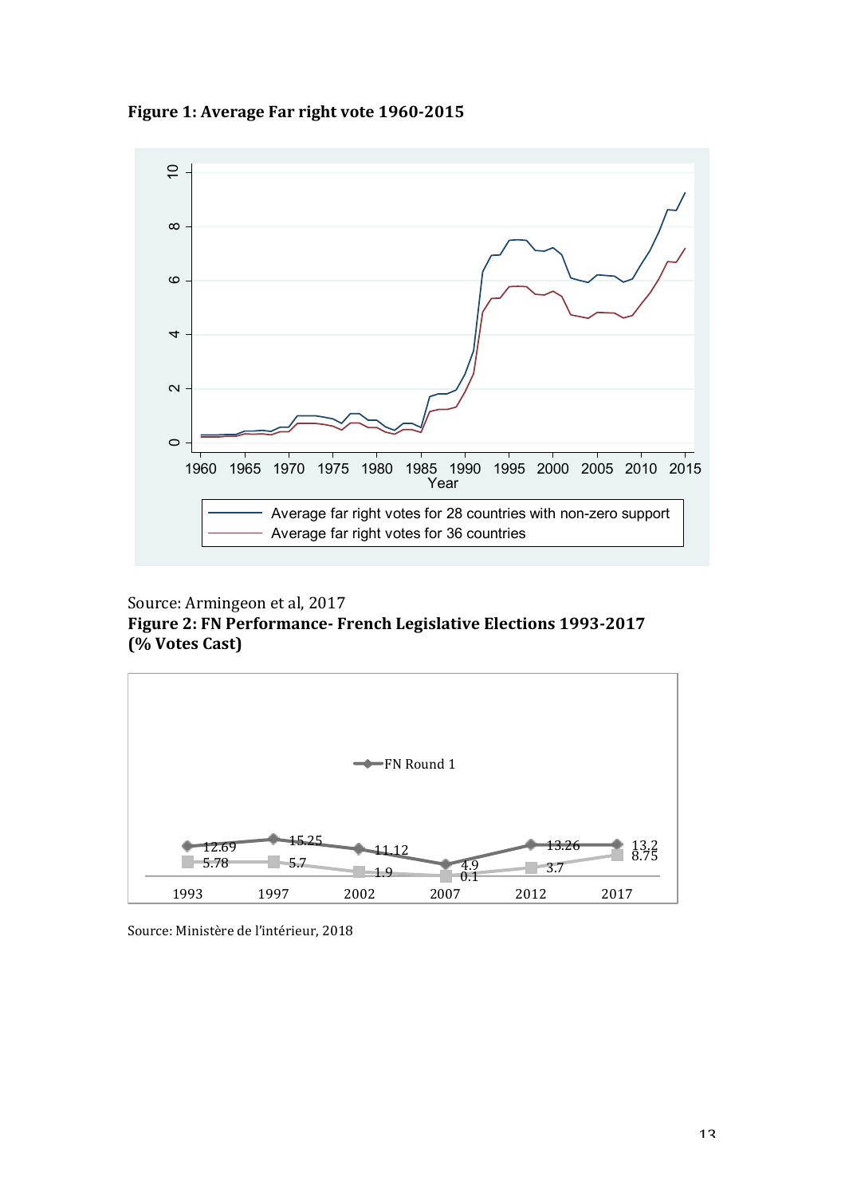**Figure 1: Average Far right vote 1960-2015**

Source: Armingeon et al, 2017

**Figure 2: FN Performance- French Legislative Elections 1993-2017 (% Votes Cast)**

Source: Ministère de l'intérieur, 2018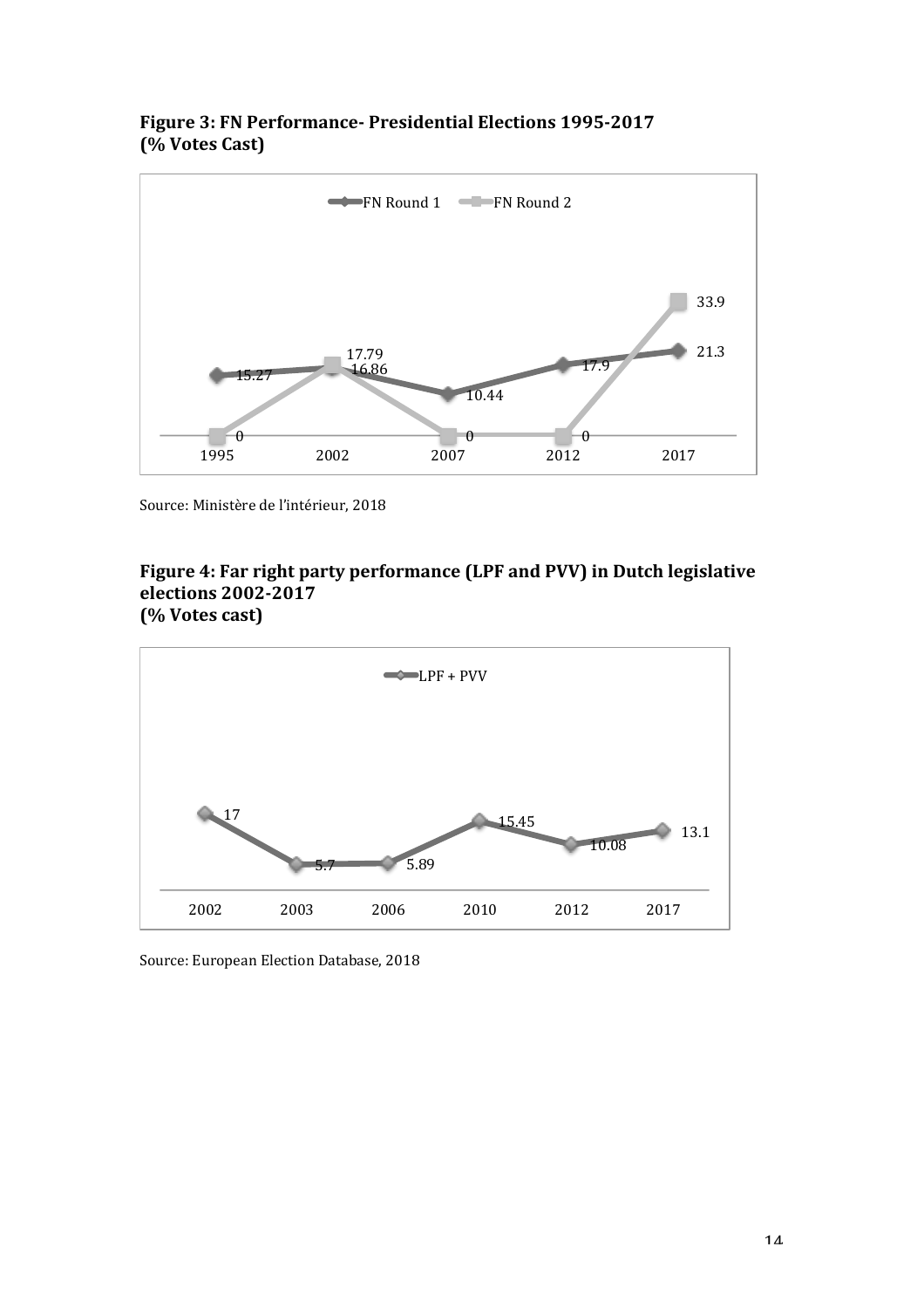**Figure 3: FN Performance- Presidential Elections 1995-2017 (% Votes Cast)**

| Year | FN Round 1 | FN Round 2 |
|---|---|---|
| 1995 | 15.27 | 0 |
| 2002 | 16.86 | 17.79 |
| 2007 | 10.44 | 0 |
| 2012 | 17.9 | 0 |
| 2017 | 21.3 | 33.9 |

Source: Ministère de l'intérieur, 2018

**Figure 4: Far right party performance (LPF and PVV) in Dutch legislative elections 2002-2017 (% Votes cast)**

| Year | LPF + PVV |
|---|---|
| 2002 | 17 |
| 2003 | 5.7 |
| 2006 | 5.89 |
| 2010 | 15.45 |
| 2012 | 10.08 |
| 2017 | 13.1 |

Source: European Election Database, 2018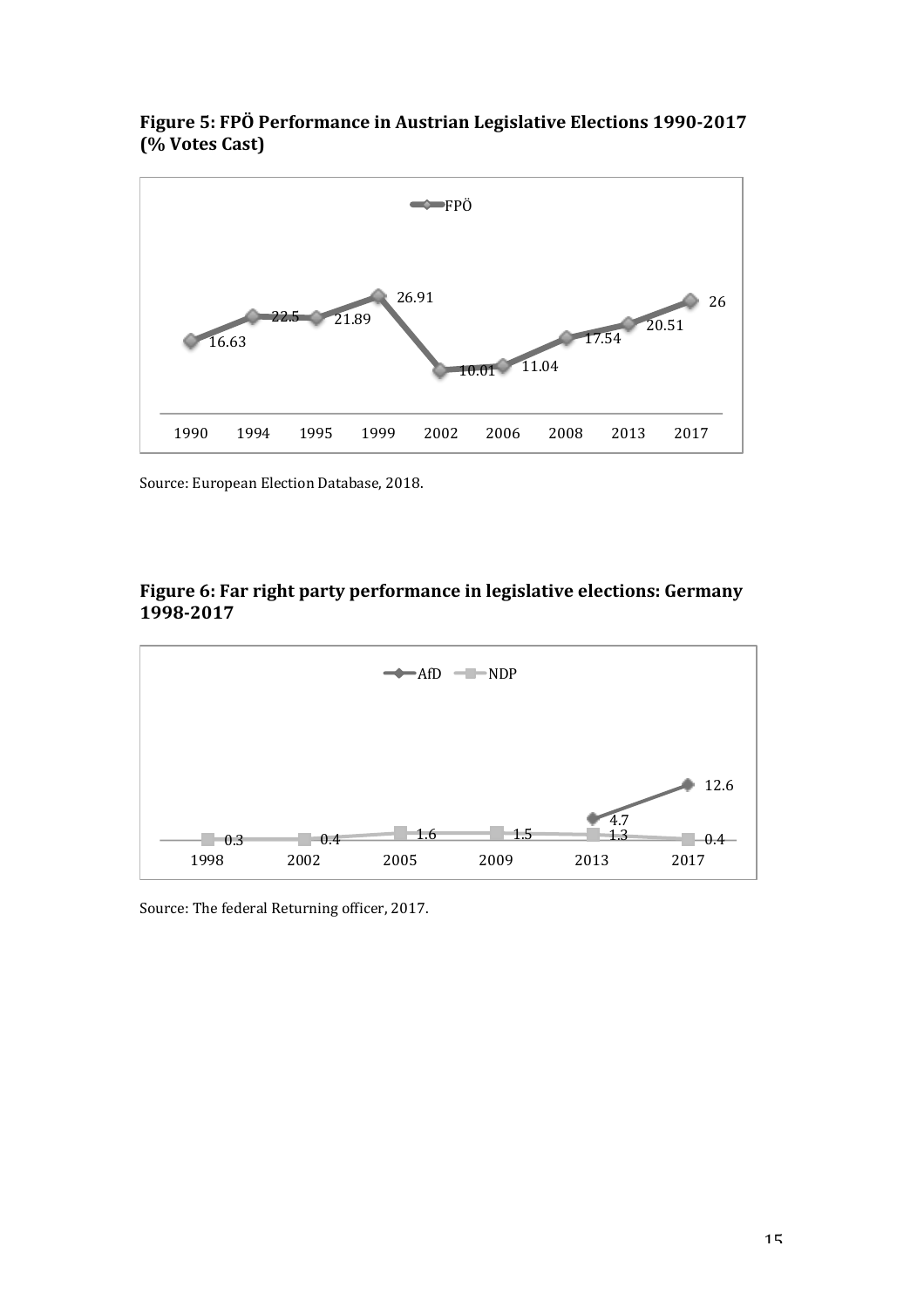**Figure 5: FPÖ Performance in Austrian Legislative Elections 1990-2017 (% Votes Cast)**

FPÖ

16.63
22.5
21.89
26.91
10.01
11.04
17.54
20.51
26

1990 1994 1995 1999 2002 2006 2008 2013 2017

Source: European Election Database, 2018.

**Figure 6: Far right party performance in legislative elections: Germany 1998-2017**

AfD NDP

12.6
4.7
0.3
0.4
1.6
1.5
1.3
0.4

1998 2002 2005 2009 2013 2017

Source: The federal Returning officer, 2017.